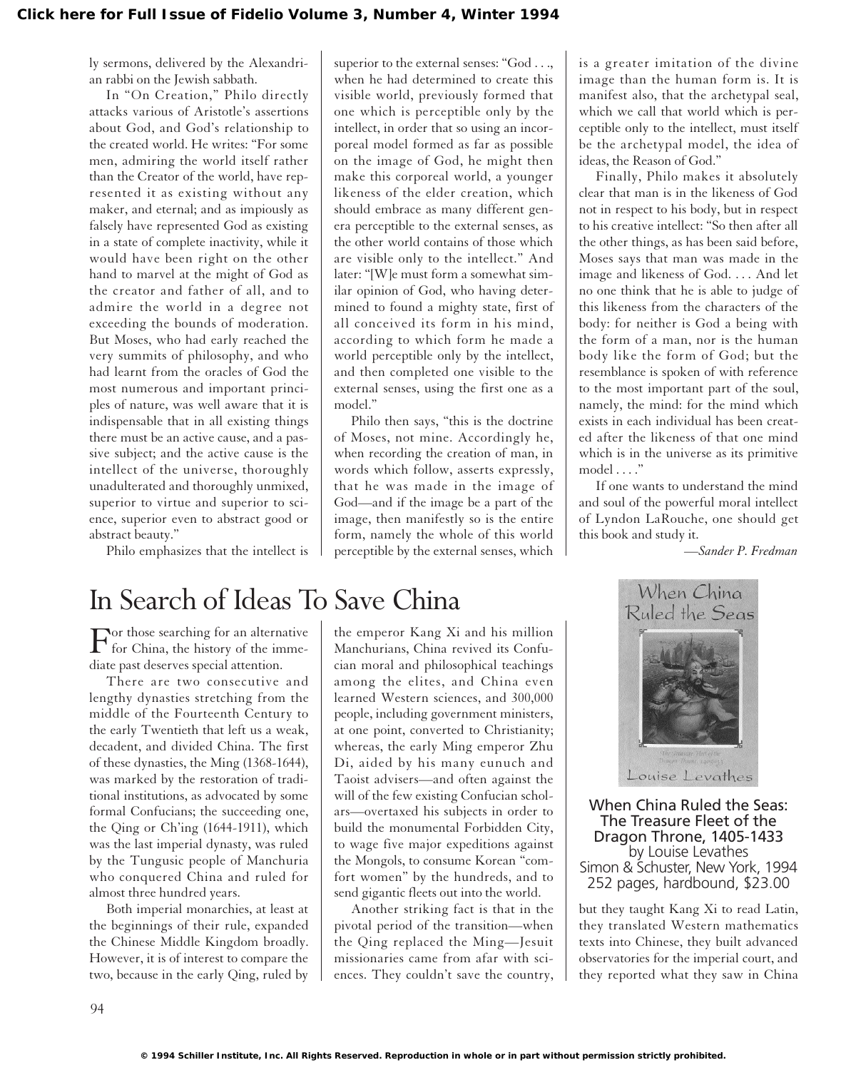ly sermons, delivered by the Alexandrian rabbi on the Jewish sabbath.

In "On Creation," Philo directly attacks various of Aristotle's assertions about God, and God's relationship to the created world. He writes: "For some men, admiring the world itself rather than the Creator of the world, have represented it as existing without any maker, and eternal; and as impiously as falsely have represented God as existing in a state of complete inactivity, while it would have been right on the other hand to marvel at the might of God as the creator and father of all, and to admire the world in a degree not exceeding the bounds of moderation. But Moses, who had early reached the very summits of philosophy, and who had learnt from the oracles of God the most numerous and important principles of nature, was well aware that it is indispensable that in all existing things there must be an active cause, and a passive subject; and the active cause is the intellect of the universe, thoroughly unadulterated and thoroughly unmixed, superior to virtue and superior to science, superior even to abstract good or abstract beauty."

Philo emphasizes that the intellect is superior to the external senses: "God . . ., when he had determined to create this visible world, previously formed that one which is perceptible only by the intellect, in order that so using an incorporeal model formed as far as possible on the image of God, he might then make this corporeal world, a younger likeness of the elder creation, which should embrace as many different genera perceptible to the external senses, as the other world contains of those which are visible only to the intellect." And later: "[W]e must form a somewhat similar opinion of God, who having determined to found a mighty state, first of all conceived its form in his mind, according to which form he made a world perceptible only by the intellect, and then completed one visible to the external senses, using the first one as a model."

Philo then says, "this is the doctrine of Moses, not mine. Accordingly he, when recording the creation of man, in words which follow, asserts expressly, that he was made in the image of God—and if the image be a part of the image, then manifestly so is the entire form, namely the whole of this world perceptible by the external senses, which is a greater imitation of the divine image than the human form is. It is manifest also, that the archetypal seal, which we call that world which is perceptible only to the intellect, must itself be the archetypal model, the idea of ideas, the Reason of God."

Finally, Philo makes it absolutely clear that man is in the likeness of God not in respect to his body, but in respect to his creative intellect: "So then after all the other things, as has been said before, Moses says that man was made in the image and likeness of God. . . . And let no one think that he is able to judge of this likeness from the characters of the body: for neither is God a being with the form of a man, nor is the human body like the form of God; but the resemblance is spoken of with reference to the most important part of the soul, namely, the mind: for the mind which exists in each individual has been created after the likeness of that one mind which is in the universe as its primitive model . . . ."

If one wants to understand the mind and soul of the powerful moral intellect of Lyndon LaRouche, one should get this book and study it.

*—Sander P. Fredman*

# In Search of Ideas To Save China

**When China Ruled the Seas: The Treasure Fleet of the Dragon Throne, 1405-1433**
by Louise Levathes
Simon & Schuster, New York, 1994
252 pages, hardbound, $23.00

For those searching for an alternative for China, the history of the immediate past deserves special attention.

There are two consecutive and lengthy dynasties stretching from the middle of the Fourteenth Century to the early Twentieth that left us a weak, decadent, and divided China. The first of these dynasties, the Ming (1368-1644), was marked by the restoration of traditional institutions, as advocated by some formal Confucians; the succeeding one, the Qing or Ch'ing (1644-1911), which was the last imperial dynasty, was ruled by the Tungusic people of Manchuria who conquered China and ruled for almost three hundred years.

Both imperial monarchies, at least at the beginnings of their rule, expanded the Chinese Middle Kingdom broadly. However, it is of interest to compare the two, because in the early Qing, ruled by the emperor Kang Xi and his million Manchurians, China revived its Confucian moral and philosophical teachings among the elites, and China even learned Western sciences, and 300,000 people, including government ministers, at one point, converted to Christianity; whereas, the early Ming emperor Zhu Di, aided by his many eunuch and Taoist advisers—and often against the will of the few existing Confucian scholars—overtaxed his subjects in order to build the monumental Forbidden City, to wage five major expeditions against the Mongols, to consume Korean "comfort women" by the hundreds, and to send gigantic fleets out into the world.

Another striking fact is that in the pivotal period of the transition—when the Qing replaced the Ming—Jesuit missionaries came from afar with sciences. They couldn't save the country, but they taught Kang Xi to read Latin, they translated Western mathematics texts into Chinese, they built advanced observatories for the imperial court, and they reported what they saw in China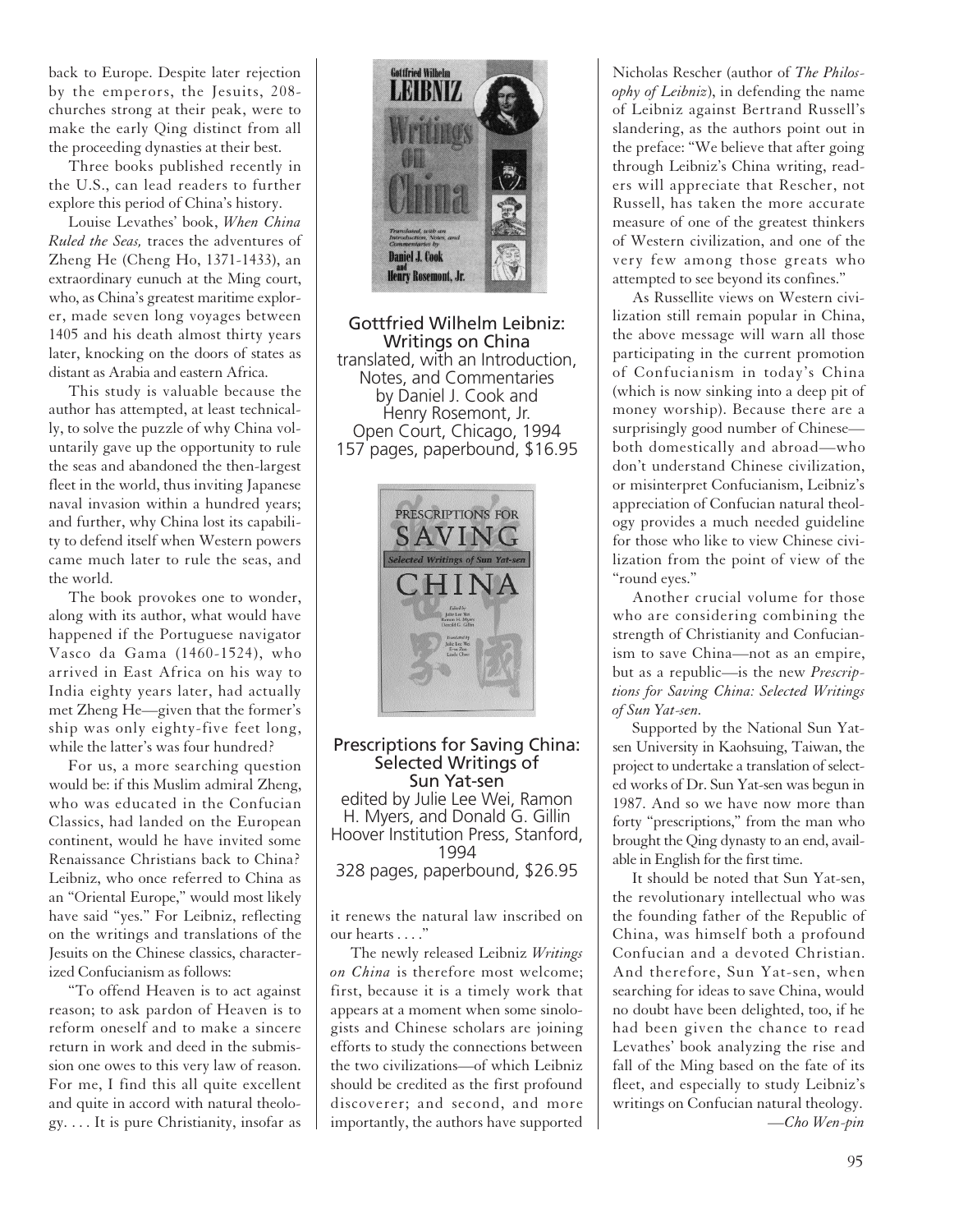back to Europe. Despite later rejection by the emperors, the Jesuits, 208-churches strong at their peak, were to make the early Qing distinct from all the proceeding dynasties at their best.

Three books published recently in the U.S., can lead readers to further explore this period of China's history.

Louise Levathes' book, *When China Ruled the Seas,* traces the adventures of Zheng He (Cheng Ho, 1371-1433), an extraordinary eunuch at the Ming court, who, as China's greatest maritime explorer, made seven long voyages between 1405 and his death almost thirty years later, knocking on the doors of states as distant as Arabia and eastern Africa.

This study is valuable because the author has attempted, at least technically, to solve the puzzle of why China voluntarily gave up the opportunity to rule the seas and abandoned the then-largest fleet in the world, thus inviting Japanese naval invasion within a hundred years; and further, why China lost its capability to defend itself when Western powers came much later to rule the seas, and the world.

The book provokes one to wonder, along with its author, what would have happened if the Portuguese navigator Vasco da Gama (1460-1524), who arrived in East Africa on his way to India eighty years later, had actually met Zheng He—given that the former's ship was only eighty-five feet long, while the latter's was four hundred?

For us, a more searching question would be: if this Muslim admiral Zheng, who was educated in the Confucian Classics, had landed on the European continent, would he have invited some Renaissance Christians back to China? Leibniz, who once referred to China as an "Oriental Europe," would most likely have said "yes." For Leibniz, reflecting on the writings and translations of the Jesuits on the Chinese classics, characterized Confucianism as follows:

"To offend Heaven is to act against reason; to ask pardon of Heaven is to reform oneself and to make a sincere return in work and deed in the submission one owes to this very law of reason. For me, I find this all quite excellent and quite in accord with natural theology. . . . It is pure Christianity, insofar as it renews the natural law inscribed on our hearts . . . ."

**Gottfried Wilhelm Leibniz: Writings on China**
translated, with an Introduction, Notes, and Commentaries by Daniel J. Cook and Henry Rosemont, Jr.
Open Court, Chicago, 1994
157 pages, paperbound, $16.95

**Prescriptions for Saving China: Selected Writings of Sun Yat-sen**
edited by Julie Lee Wei, Ramon H. Myers, and Donald G. Gillin
Hoover Institution Press, Stanford, 1994
328 pages, paperbound, $26.95

The newly released Leibniz *Writings on China* is therefore most welcome; first, because it is a timely work that appears at a moment when some sinologists and Chinese scholars are joining efforts to study the connections between the two civilizations—of which Leibniz should be credited as the first profound discoverer; and second, and more importantly, the authors have supported Nicholas Rescher (author of *The Philosophy of Leibniz*), in defending the name of Leibniz against Bertrand Russell's slandering, as the authors point out in the preface: "We believe that after going through Leibniz's China writing, readers will appreciate that Rescher, not Russell, has taken the more accurate measure of one of the greatest thinkers of Western civilization, and one of the very few among those greats who attempted to see beyond its confines."

As Russellite views on Western civilization still remain popular in China, the above message will warn all those participating in the current promotion of Confucianism in today's China (which is now sinking into a deep pit of money worship). Because there are a surprisingly good number of Chinese—both domestically and abroad—who don't understand Chinese civilization, or misinterpret Confucianism, Leibniz's appreciation of Confucian natural theology provides a much needed guideline for those who like to view Chinese civilization from the point of view of the "round eyes."

Another crucial volume for those who are considering combining the strength of Christianity and Confucianism to save China—not as an empire, but as a republic—is the new *Prescriptions for Saving China: Selected Writings of Sun Yat-sen.*

Supported by the National Sun Yat-sen University in Kaohsuing, Taiwan, the project to undertake a translation of selected works of Dr. Sun Yat-sen was begun in 1987. And so we have now more than forty "prescriptions," from the man who brought the Qing dynasty to an end, available in English for the first time.

It should be noted that Sun Yat-sen, the revolutionary intellectual who was the founding father of the Republic of China, was himself both a profound Confucian and a devoted Christian. And therefore, Sun Yat-sen, when searching for ideas to save China, would no doubt have been delighted, too, if he had been given the chance to read Levathes' book analyzing the rise and fall of the Ming based on the fate of its fleet, and especially to study Leibniz's writings on Confucian natural theology.

—*Cho Wen-pin*